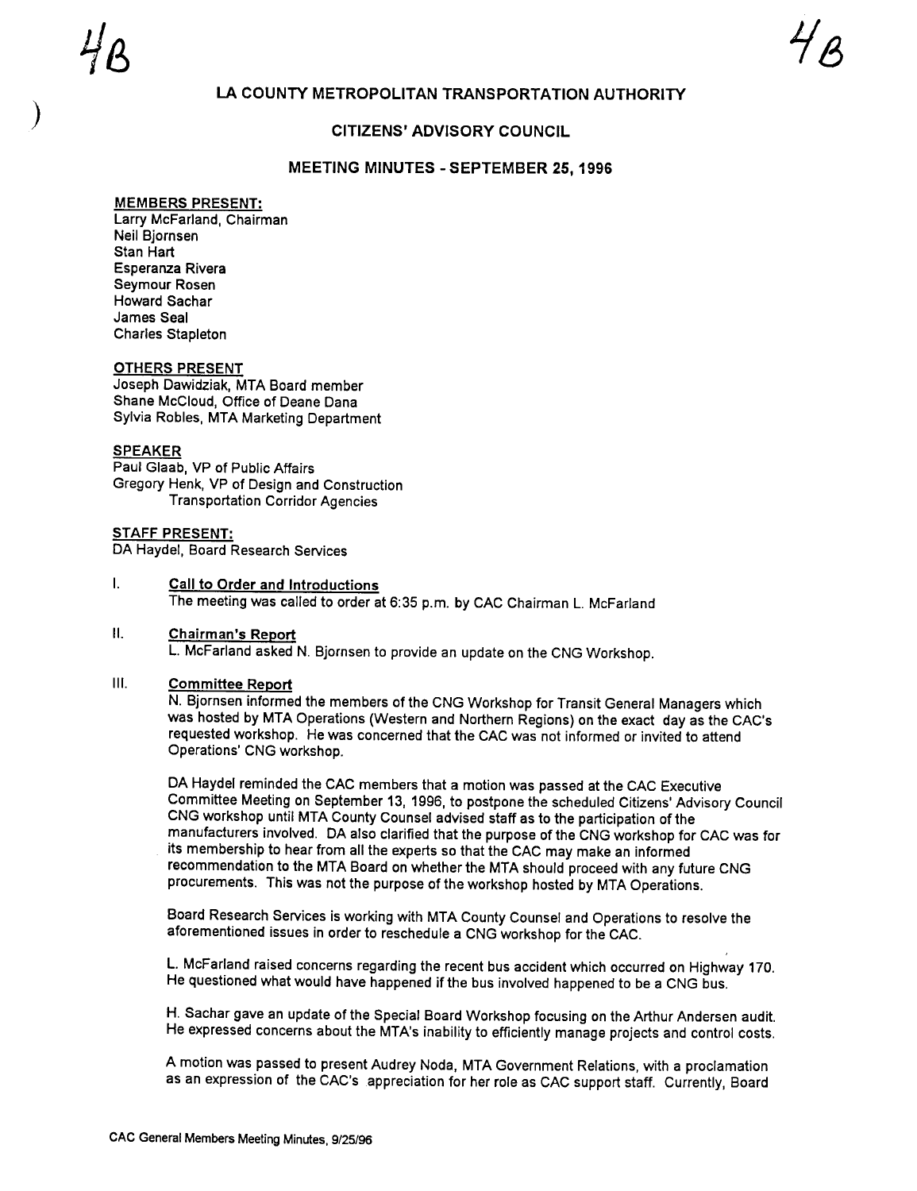4B

# LA COUNTY METROPOLITAN TRANSPORTATION AUTHORITY

## CITIZENS' ADVISORY COUNCIL

### MEETING MINUTES - SEPTEMBER 25, 1996

**MEMBERS PRESENT:**
Larry McFarland, Chairman
Neil Bjornsen
Stan Hart
Esperanza Rivera
Seymour Rosen
Howard Sachar
James Seal
Charles Stapleton

**OTHERS PRESENT**
Joseph Dawidziak, MTA Board member
Shane McCloud, Office of Deane Dana
Sylvia Robles, MTA Marketing Department

**SPEAKER**
Paul Glaab, VP of Public Affairs
Gregory Henk, VP of Design and Construction
Transportation Corridor Agencies

**STAFF PRESENT:**
DA Haydel, Board Research Services

I. **Call to Order and Introductions**
The meeting was called to order at 6:35 p.m. by CAC Chairman L. McFarland

II. **Chairman's Report**
L. McFarland asked N. Bjornsen to provide an update on the CNG Workshop.

III. **Committee Report**
N. Bjornsen informed the members of the CNG Workshop for Transit General Managers which was hosted by MTA Operations (Western and Northern Regions) on the exact day as the CAC's requested workshop. He was concerned that the CAC was not informed or invited to attend Operations' CNG workshop.

DA Haydel reminded the CAC members that a motion was passed at the CAC Executive Committee Meeting on September 13, 1996, to postpone the scheduled Citizens' Advisory Council CNG workshop until MTA County Counsel advised staff as to the participation of the manufacturers involved. DA also clarified that the purpose of the CNG workshop for CAC was for its membership to hear from all the experts so that the CAC may make an informed recommendation to the MTA Board on whether the MTA should proceed with any future CNG procurements. This was not the purpose of the workshop hosted by MTA Operations.

Board Research Services is working with MTA County Counsel and Operations to resolve the aforementioned issues in order to reschedule a CNG workshop for the CAC.

L. McFarland raised concerns regarding the recent bus accident which occurred on Highway 170. He questioned what would have happened if the bus involved happened to be a CNG bus.

H. Sachar gave an update of the Special Board Workshop focusing on the Arthur Andersen audit. He expressed concerns about the MTA's inability to efficiently manage projects and control costs.

A motion was passed to present Audrey Noda, MTA Government Relations, with a proclamation as an expression of the CAC's appreciation for her role as CAC support staff. Currently, Board